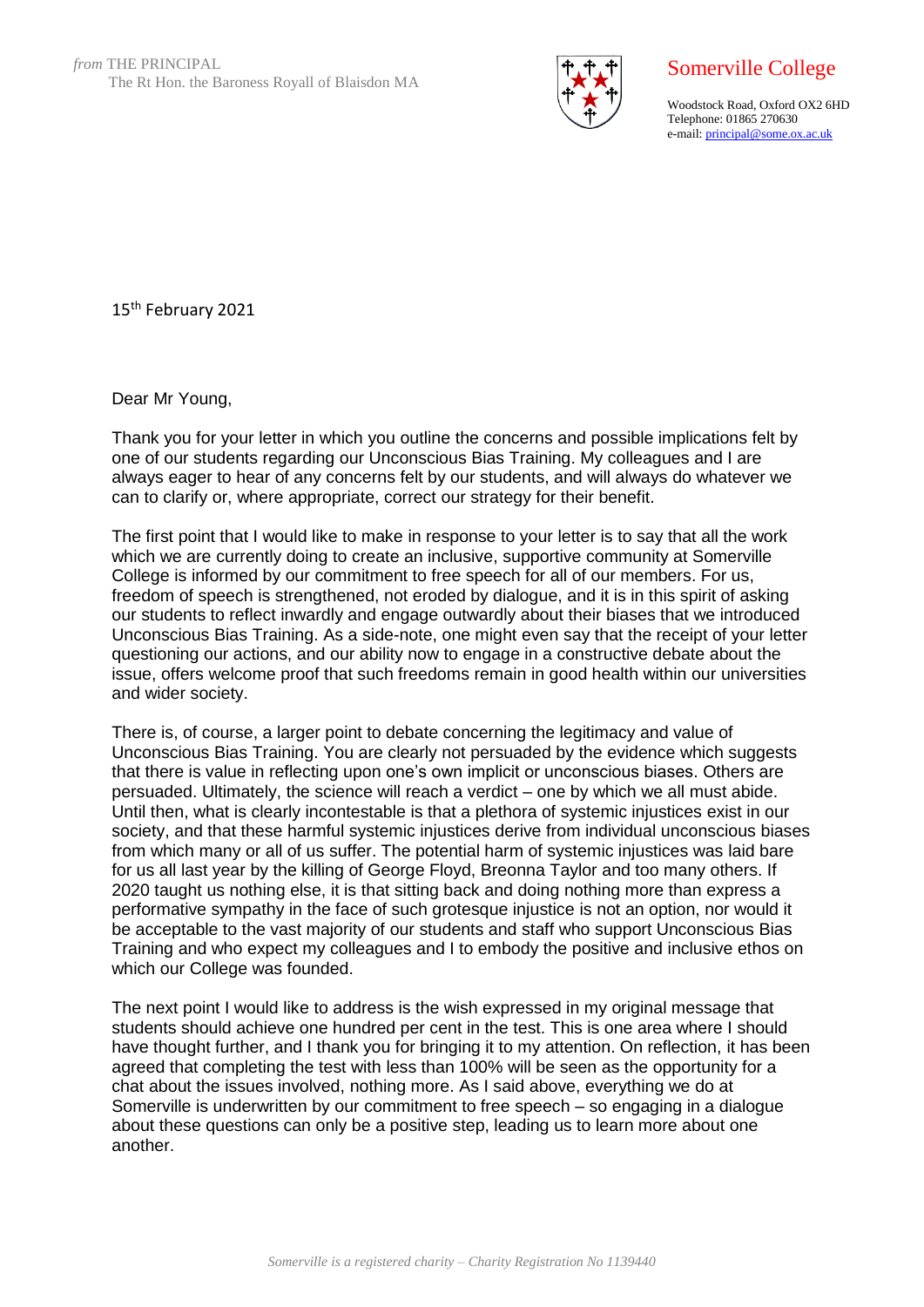*from* THE PRINCIPAL
The Rt Hon. the Baroness Royall of Blaisdon MA

Somerville College

Woodstock Road, Oxford OX2 6HD
Telephone: 01865 270630
e-mail: principal@some.ox.ac.uk

15th February 2021

Dear Mr Young,

Thank you for your letter in which you outline the concerns and possible implications felt by one of our students regarding our Unconscious Bias Training. My colleagues and I are always eager to hear of any concerns felt by our students, and will always do whatever we can to clarify or, where appropriate, correct our strategy for their benefit.

The first point that I would like to make in response to your letter is to say that all the work which we are currently doing to create an inclusive, supportive community at Somerville College is informed by our commitment to free speech for all of our members. For us, freedom of speech is strengthened, not eroded by dialogue, and it is in this spirit of asking our students to reflect inwardly and engage outwardly about their biases that we introduced Unconscious Bias Training. As a side-note, one might even say that the receipt of your letter questioning our actions, and our ability now to engage in a constructive debate about the issue, offers welcome proof that such freedoms remain in good health within our universities and wider society.

There is, of course, a larger point to debate concerning the legitimacy and value of Unconscious Bias Training. You are clearly not persuaded by the evidence which suggests that there is value in reflecting upon one's own implicit or unconscious biases. Others are persuaded. Ultimately, the science will reach a verdict – one by which we all must abide. Until then, what is clearly incontestable is that a plethora of systemic injustices exist in our society, and that these harmful systemic injustices derive from individual unconscious biases from which many or all of us suffer. The potential harm of systemic injustices was laid bare for us all last year by the killing of George Floyd, Breonna Taylor and too many others. If 2020 taught us nothing else, it is that sitting back and doing nothing more than express a performative sympathy in the face of such grotesque injustice is not an option, nor would it be acceptable to the vast majority of our students and staff who support Unconscious Bias Training and who expect my colleagues and I to embody the positive and inclusive ethos on which our College was founded.

The next point I would like to address is the wish expressed in my original message that students should achieve one hundred per cent in the test. This is one area where I should have thought further, and I thank you for bringing it to my attention. On reflection, it has been agreed that completing the test with less than 100% will be seen as the opportunity for a chat about the issues involved, nothing more. As I said above, everything we do at Somerville is underwritten by our commitment to free speech – so engaging in a dialogue about these questions can only be a positive step, leading us to learn more about one another.

*Somerville is a registered charity – Charity Registration No 1139440*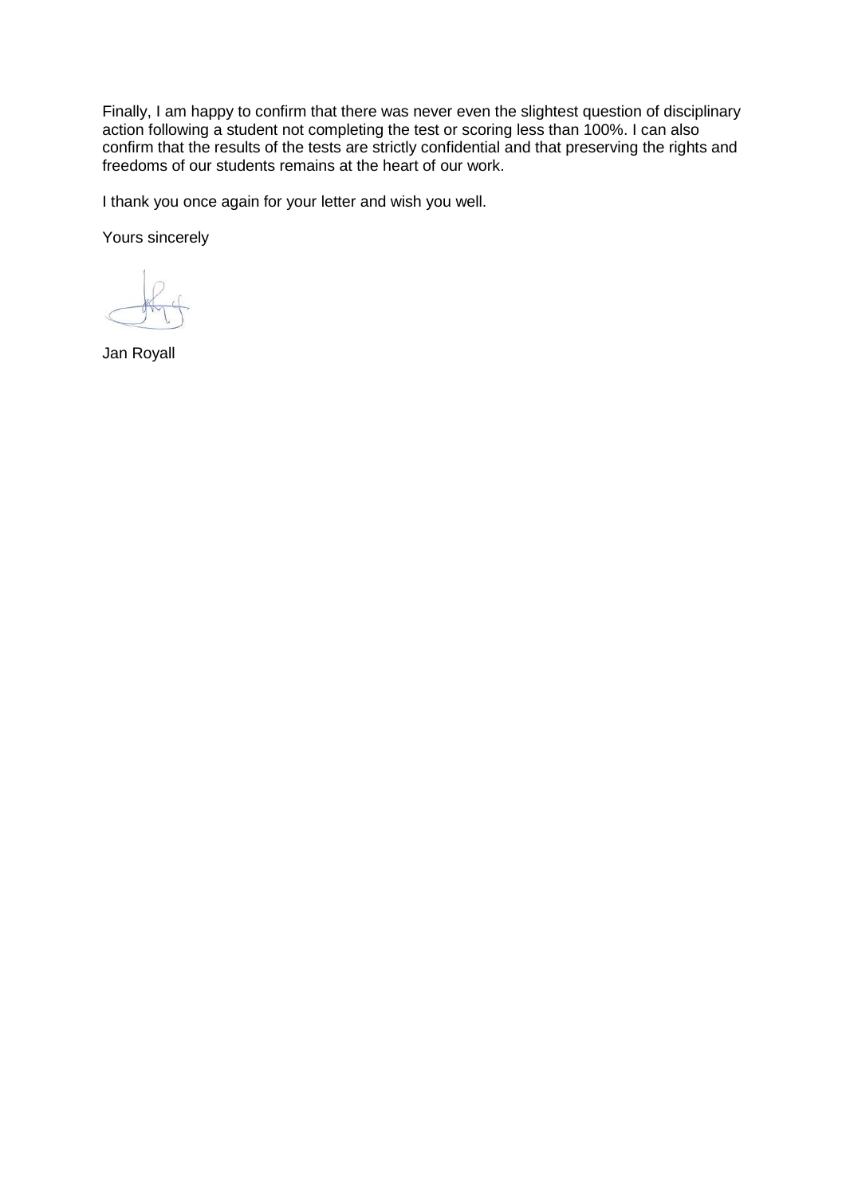Finally, I am happy to confirm that there was never even the slightest question of disciplinary action following a student not completing the test or scoring less than 100%. I can also confirm that the results of the tests are strictly confidential and that preserving the rights and freedoms of our students remains at the heart of our work.

I thank you once again for your letter and wish you well.

Yours sincerely

Jan Royall